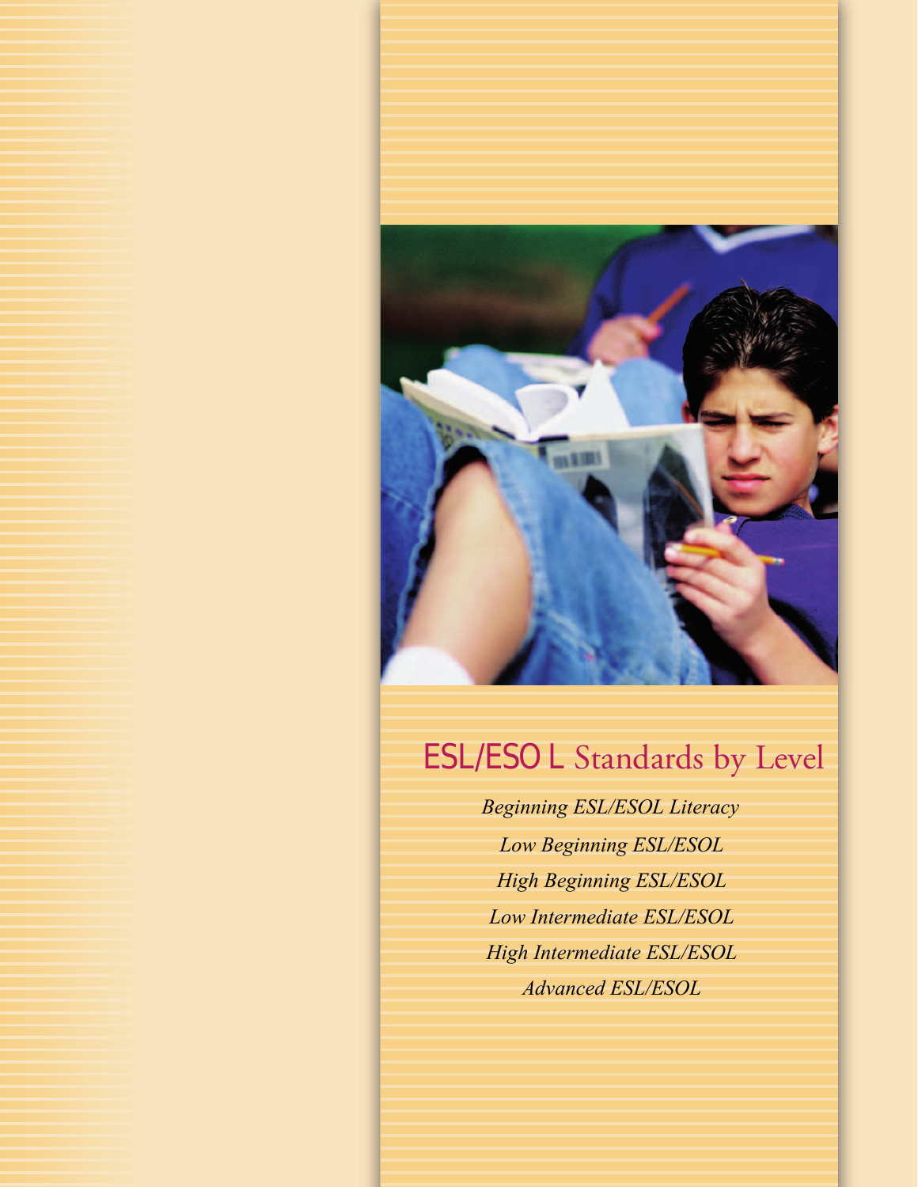# ESL/ESOL Standards by Level

*Beginning ESL/ESOL Literacy*

*Low Beginning ESL/ESOL*

*High Beginning ESL/ESOL*

*Low Intermediate ESL/ESOL*

*High Intermediate ESL/ESOL*

*Advanced ESL/ESOL*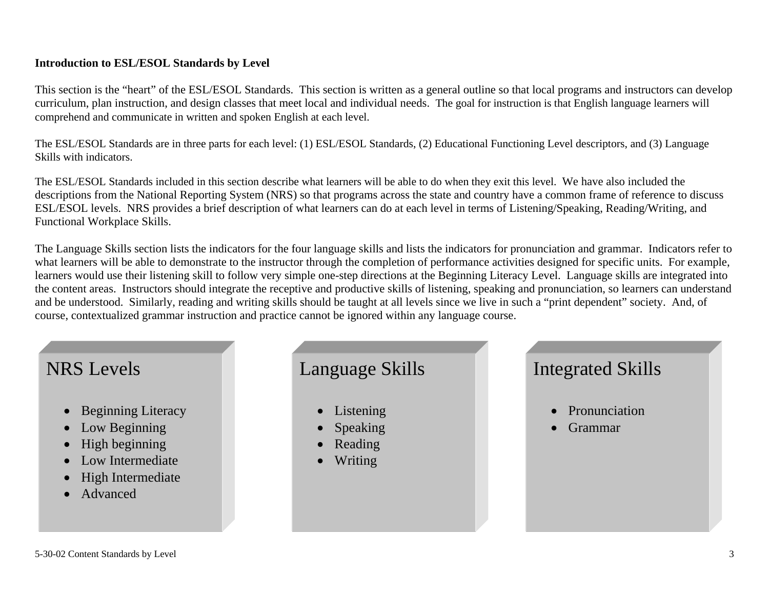**Introduction to ESL/ESOL Standards by Level**

This section is the "heart" of the ESL/ESOL Standards. This section is written as a general outline so that local programs and instructors can develop curriculum, plan instruction, and design classes that meet local and individual needs. The goal for instruction is that English language learners will comprehend and communicate in written and spoken English at each level.

The ESL/ESOL Standards are in three parts for each level: (1) ESL/ESOL Standards, (2) Educational Functioning Level descriptors, and (3) Language Skills with indicators.

The ESL/ESOL Standards included in this section describe what learners will be able to do when they exit this level. We have also included the descriptions from the National Reporting System (NRS) so that programs across the state and country have a common frame of reference to discuss ESL/ESOL levels. NRS provides a brief description of what learners can do at each level in terms of Listening/Speaking, Reading/Writing, and Functional Workplace Skills.

The Language Skills section lists the indicators for the four language skills and lists the indicators for pronunciation and grammar. Indicators refer to what learners will be able to demonstrate to the instructor through the completion of performance activities designed for specific units. For example, learners would use their listening skill to follow very simple one-step directions at the Beginning Literacy Level. Language skills are integrated into the content areas. Instructors should integrate the receptive and productive skills of listening, speaking and pronunciation, so learners can understand and be understood. Similarly, reading and writing skills should be taught at all levels since we live in such a "print dependent" society. And, of course, contextualized grammar instruction and practice cannot be ignored within any language course.

**NRS Levels**

- Beginning Literacy
- Low Beginning
- High beginning
- Low Intermediate
- High Intermediate
- Advanced

**Language Skills**

- Listening
- Speaking
- Reading
- Writing

**Integrated Skills**

- Pronunciation
- Grammar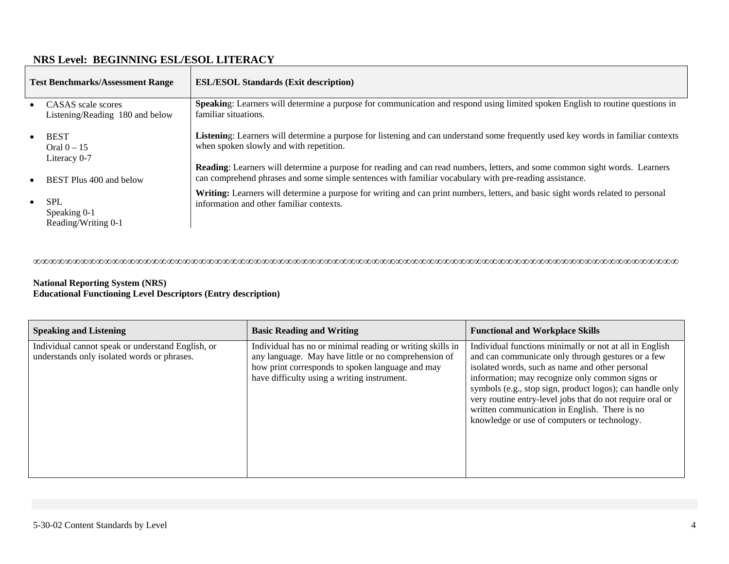## NRS Level: BEGINNING ESL/ESOL LITERACY

| Test Benchmarks/Assessment Range | ESL/ESOL Standards (Exit description) |
|---|---|
| • CASAS scale scores Listening/Reading 180 and below<br><br>• BEST Oral 0 – 15 Literacy 0-7<br><br>• BEST Plus 400 and below<br><br>• SPL Speaking 0-1 Reading/Writing 0-1 | **Speaking**: Learners will determine a purpose for communication and respond using limited spoken English to routine questions in familiar situations.<br><br>**Listening**: Learners will determine a purpose for listening and can understand some frequently used key words in familiar contexts when spoken slowly and with repetition.<br><br>**Reading**: Learners will determine a purpose for reading and can read numbers, letters, and some common sight words. Learners can comprehend phrases and some simple sentences with familiar vocabulary with pre-reading assistance.<br><br>**Writing:** Learners will determine a purpose for writing and can print numbers, letters, and basic sight words related to personal information and other familiar contexts. |

**National Reporting System (NRS)**
**Educational Functioning Level Descriptors (Entry description)**

| Speaking and Listening | Basic Reading and Writing | Functional and Workplace Skills |
|---|---|---|
| Individual cannot speak or understand English, or understands only isolated words or phrases. | Individual has no or minimal reading or writing skills in any language. May have little or no comprehension of how print corresponds to spoken language and may have difficulty using a writing instrument. | Individual functions minimally or not at all in English and can communicate only through gestures or a few isolated words, such as name and other personal information; may recognize only common signs or symbols (e.g., stop sign, product logos); can handle only very routine entry-level jobs that do not require oral or written communication in English. There is no knowledge or use of computers or technology. |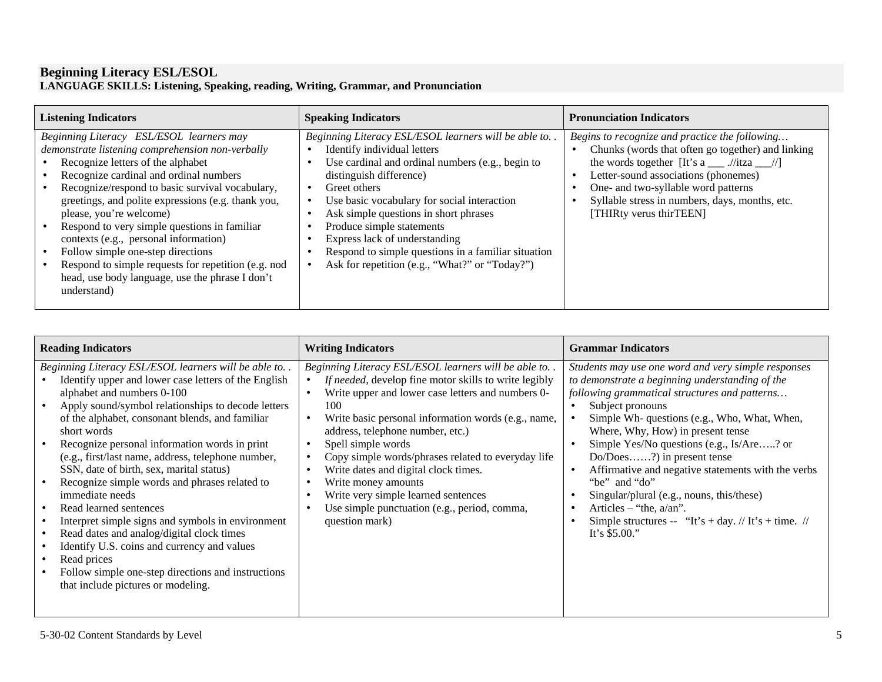**Beginning Literacy ESL/ESOL**
**LANGUAGE SKILLS: Listening, Speaking, reading, Writing, Grammar, and Pronunciation**

| Listening Indicators | Speaking Indicators | Pronunciation Indicators |
|---|---|---|
| *Beginning Literacy ESL/ESOL learners may demonstrate listening comprehension non-verbally*<br>• Recognize letters of the alphabet<br>• Recognize cardinal and ordinal numbers<br>• Recognize/respond to basic survival vocabulary, greetings, and polite expressions (e.g. thank you, please, you're welcome)<br>• Respond to very simple questions in familiar contexts (e.g., personal information)<br>• Follow simple one-step directions<br>• Respond to simple requests for repetition (e.g. nod head, use body language, use the phrase I don't understand) | *Beginning Literacy ESL/ESOL learners will be able to. .*<br>• Identify individual letters<br>• Use cardinal and ordinal numbers (e.g., begin to distinguish difference)<br>• Greet others<br>• Use basic vocabulary for social interaction<br>• Ask simple questions in short phrases<br>• Produce simple statements<br>• Express lack of understanding<br>• Respond to simple questions in a familiar situation<br>• Ask for repetition (e.g., "What?" or "Today?") | *Begins to recognize and practice the following…*<br>• Chunks (words that often go together) and linking the words together [It's a ___ .//itza ___//]<br>• Letter-sound associations (phonemes)<br>• One- and two-syllable word patterns<br>• Syllable stress in numbers, days, months, etc. [THIRty verus thirTEEN] |

| Reading Indicators | Writing Indicators | Grammar Indicators |
|---|---|---|
| *Beginning Literacy ESL/ESOL learners will be able to. .*<br>• Identify upper and lower case letters of the English alphabet and numbers 0-100<br>• Apply sound/symbol relationships to decode letters of the alphabet, consonant blends, and familiar short words<br>• Recognize personal information words in print (e.g., first/last name, address, telephone number, SSN, date of birth, sex, marital status)<br>• Recognize simple words and phrases related to immediate needs<br>• Read learned sentences<br>• Interpret simple signs and symbols in environment<br>• Read dates and analog/digital clock times<br>• Identify U.S. coins and currency and values<br>• Read prices<br>• Follow simple one-step directions and instructions that include pictures or modeling. | *Beginning Literacy ESL/ESOL learners will be able to. .*<br>• *If needed,* develop fine motor skills to write legibly<br>• Write upper and lower case letters and numbers 0-100<br>• Write basic personal information words (e.g., name, address, telephone number, etc.)<br>• Spell simple words<br>• Copy simple words/phrases related to everyday life<br>• Write dates and digital clock times.<br>• Write money amounts<br>• Write very simple learned sentences<br>• Use simple punctuation (e.g., period, comma, question mark) | *Students may use one word and very simple responses to demonstrate a beginning understanding of the following grammatical structures and patterns…*<br>• Subject pronouns<br>• Simple Wh- questions (e.g., Who, What, When, Where, Why, How) in present tense<br>• Simple Yes/No questions (e.g., Is/Are…..? or Do/Does……?) in present tense<br>• Affirmative and negative statements with the verbs "be" and "do"<br>• Singular/plural (e.g., nouns, this/these)<br>• Articles – "the, a/an".<br>• Simple structures -- "It's + day. // It's + time. // It's $5.00." |

5-30-02 Content Standards by Level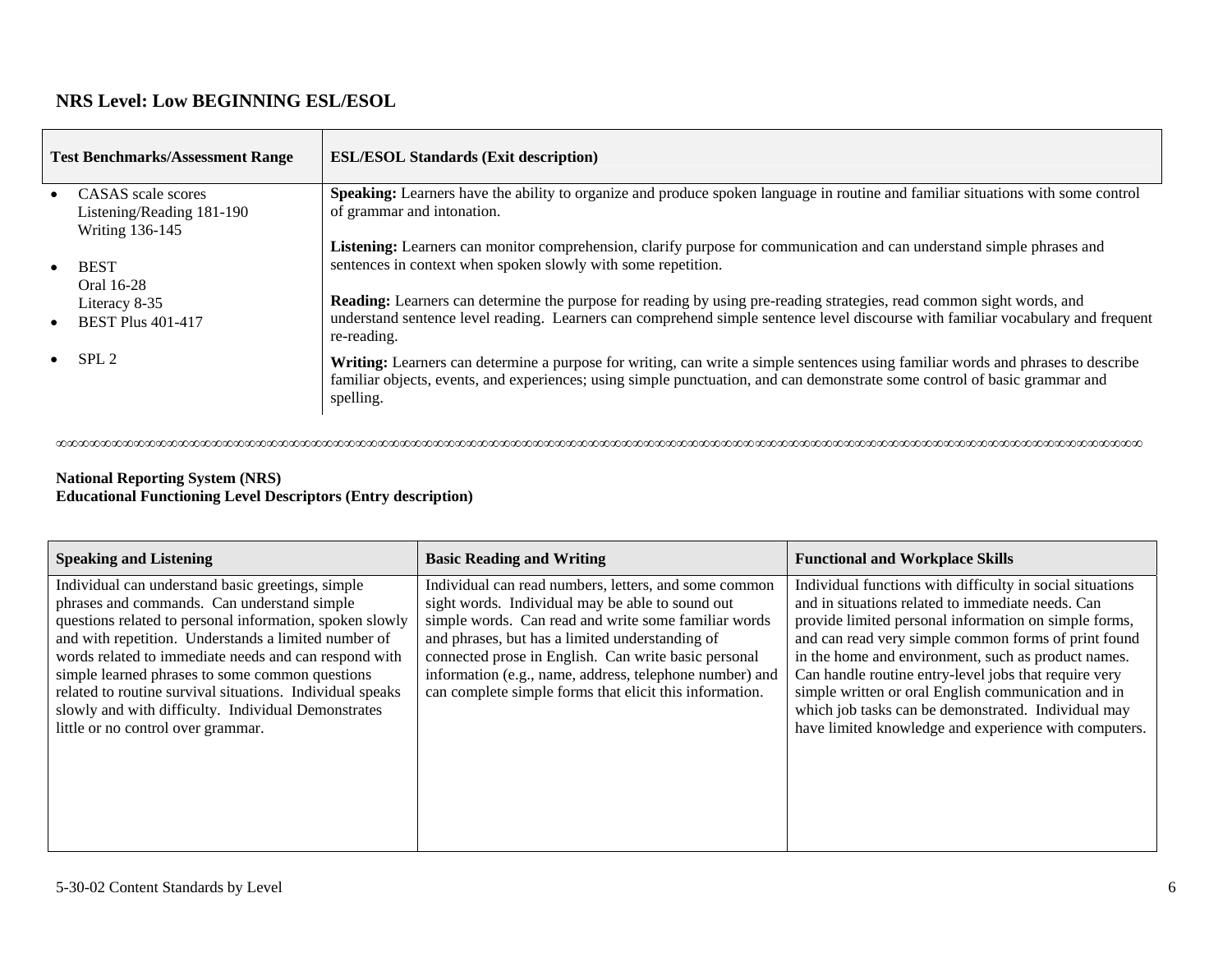## NRS Level: Low BEGINNING ESL/ESOL

| Test Benchmarks/Assessment Range | ESL/ESOL Standards (Exit description) |
|---|---|
| • CASAS scale scores<br>Listening/Reading 181-190<br>Writing 136-145<br><br>• BEST<br>Oral 16-28<br>Literacy 8-35<br>• BEST Plus 401-417<br><br>• SPL 2 | **Speaking:** Learners have the ability to organize and produce spoken language in routine and familiar situations with some control of grammar and intonation.<br><br>**Listening:** Learners can monitor comprehension, clarify purpose for communication and can understand simple phrases and sentences in context when spoken slowly with some repetition.<br><br>**Reading:** Learners can determine the purpose for reading by using pre-reading strategies, read common sight words, and understand sentence level reading. Learners can comprehend simple sentence level discourse with familiar vocabulary and frequent re-reading.<br><br>**Writing:** Learners can determine a purpose for writing, can write a simple sentences using familiar words and phrases to describe familiar objects, events, and experiences; using simple punctuation, and can demonstrate some control of basic grammar and spelling. |

---

**National Reporting System (NRS)**
**Educational Functioning Level Descriptors (Entry description)**

| Speaking and Listening | Basic Reading and Writing | Functional and Workplace Skills |
|---|---|---|
| Individual can understand basic greetings, simple phrases and commands. Can understand simple questions related to personal information, spoken slowly and with repetition. Understands a limited number of words related to immediate needs and can respond with simple learned phrases to some common questions related to routine survival situations. Individual speaks slowly and with difficulty. Individual Demonstrates little or no control over grammar. | Individual can read numbers, letters, and some common sight words. Individual may be able to sound out simple words. Can read and write some familiar words and phrases, but has a limited understanding of connected prose in English. Can write basic personal information (e.g., name, address, telephone number) and can complete simple forms that elicit this information. | Individual functions with difficulty in social situations and in situations related to immediate needs. Can provide limited personal information on simple forms, and can read very simple common forms of print found in the home and environment, such as product names. Can handle routine entry-level jobs that require very simple written or oral English communication and in which job tasks can be demonstrated. Individual may have limited knowledge and experience with computers. |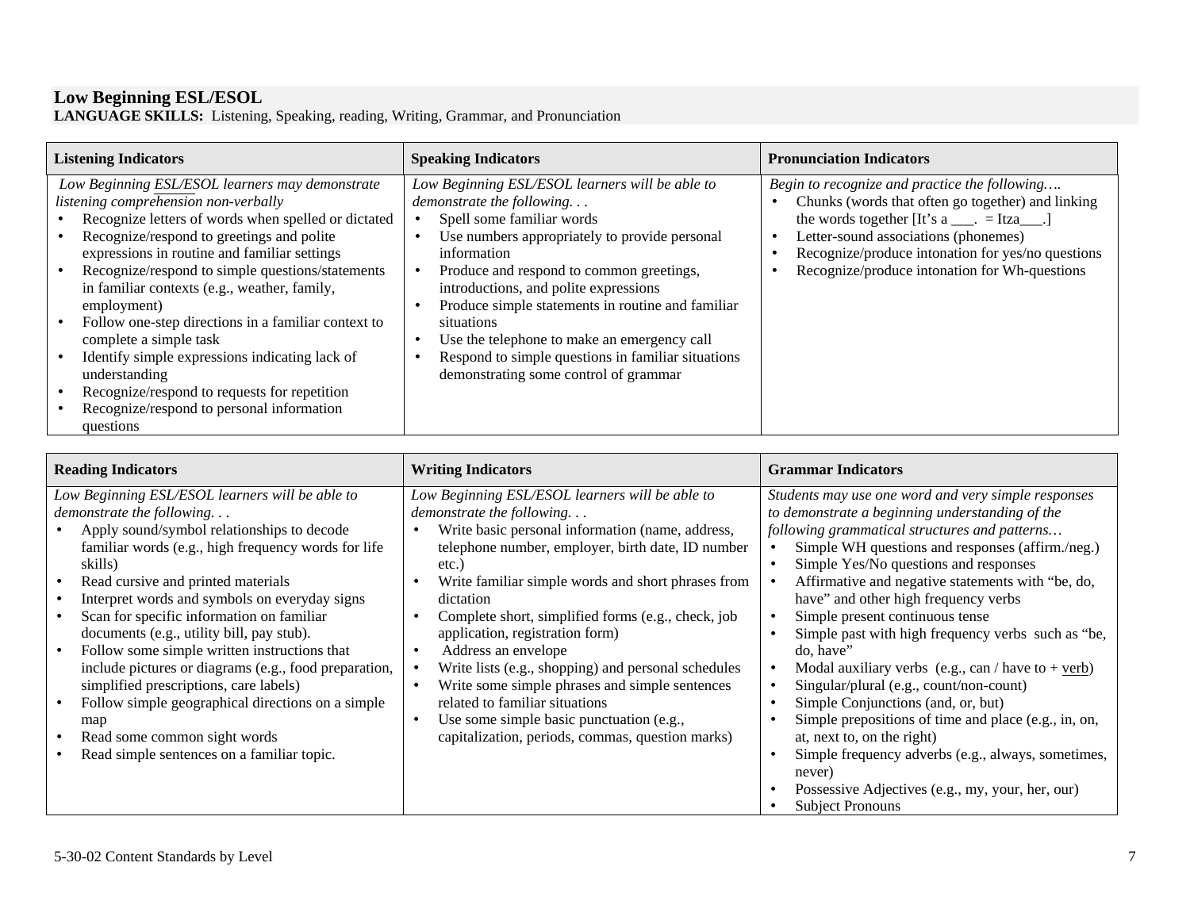## Low Beginning ESL/ESOL

**LANGUAGE SKILLS:** Listening, Speaking, reading, Writing, Grammar, and Pronunciation

| Listening Indicators | Speaking Indicators | Pronunciation Indicators |
|---|---|---|
| *Low Beginning ESL/ESOL learners may demonstrate listening comprehension non-verbally*<br>• Recognize letters of words when spelled or dictated<br>• Recognize/respond to greetings and polite expressions in routine and familiar settings<br>• Recognize/respond to simple questions/statements in familiar contexts (e.g., weather, family, employment)<br>• Follow one-step directions in a familiar context to complete a simple task<br>• Identify simple expressions indicating lack of understanding<br>• Recognize/respond to requests for repetition<br>• Recognize/respond to personal information questions | *Low Beginning ESL/ESOL learners will be able to demonstrate the following. . .*<br>• Spell some familiar words<br>• Use numbers appropriately to provide personal information<br>• Produce and respond to common greetings, introductions, and polite expressions<br>• Produce simple statements in routine and familiar situations<br>• Use the telephone to make an emergency call<br>• Respond to simple questions in familiar situations demonstrating some control of grammar | *Begin to recognize and practice the following….*<br>• Chunks (words that often go together) and linking the words together [It's a ___. = Itza___.]<br>• Letter-sound associations (phonemes)<br>• Recognize/produce intonation for yes/no questions<br>• Recognize/produce intonation for Wh-questions |

| Reading Indicators | Writing Indicators | Grammar Indicators |
|---|---|---|
| *Low Beginning ESL/ESOL learners will be able to demonstrate the following. . .*<br>• Apply sound/symbol relationships to decode familiar words (e.g., high frequency words for life skills)<br>• Read cursive and printed materials<br>• Interpret words and symbols on everyday signs<br>• Scan for specific information on familiar documents (e.g., utility bill, pay stub).<br>• Follow some simple written instructions that include pictures or diagrams (e.g., food preparation, simplified prescriptions, care labels)<br>• Follow simple geographical directions on a simple map<br>• Read some common sight words<br>• Read simple sentences on a familiar topic. | *Low Beginning ESL/ESOL learners will be able to demonstrate the following. . .*<br>• Write basic personal information (name, address, telephone number, employer, birth date, ID number etc.)<br>• Write familiar simple words and short phrases from dictation<br>• Complete short, simplified forms (e.g., check, job application, registration form)<br>• Address an envelope<br>• Write lists (e.g., shopping) and personal schedules<br>• Write some simple phrases and simple sentences related to familiar situations<br>• Use some simple basic punctuation (e.g., capitalization, periods, commas, question marks) | *Students may use one word and very simple responses to demonstrate a beginning understanding of the following grammatical structures and patterns…*<br>• Simple WH questions and responses (affirm./neg.)<br>• Simple Yes/No questions and responses<br>• Affirmative and negative statements with "be, do, have" and other high frequency verbs<br>• Simple present continuous tense<br>• Simple past with high frequency verbs such as "be, do, have"<br>• Modal auxiliary verbs (e.g., can / have to + verb)<br>• Singular/plural (e.g., count/non-count)<br>• Simple Conjunctions (and, or, but)<br>• Simple prepositions of time and place (e.g., in, on, at, next to, on the right)<br>• Simple frequency adverbs (e.g., always, sometimes, never)<br>• Possessive Adjectives (e.g., my, your, her, our)<br>• Subject Pronouns |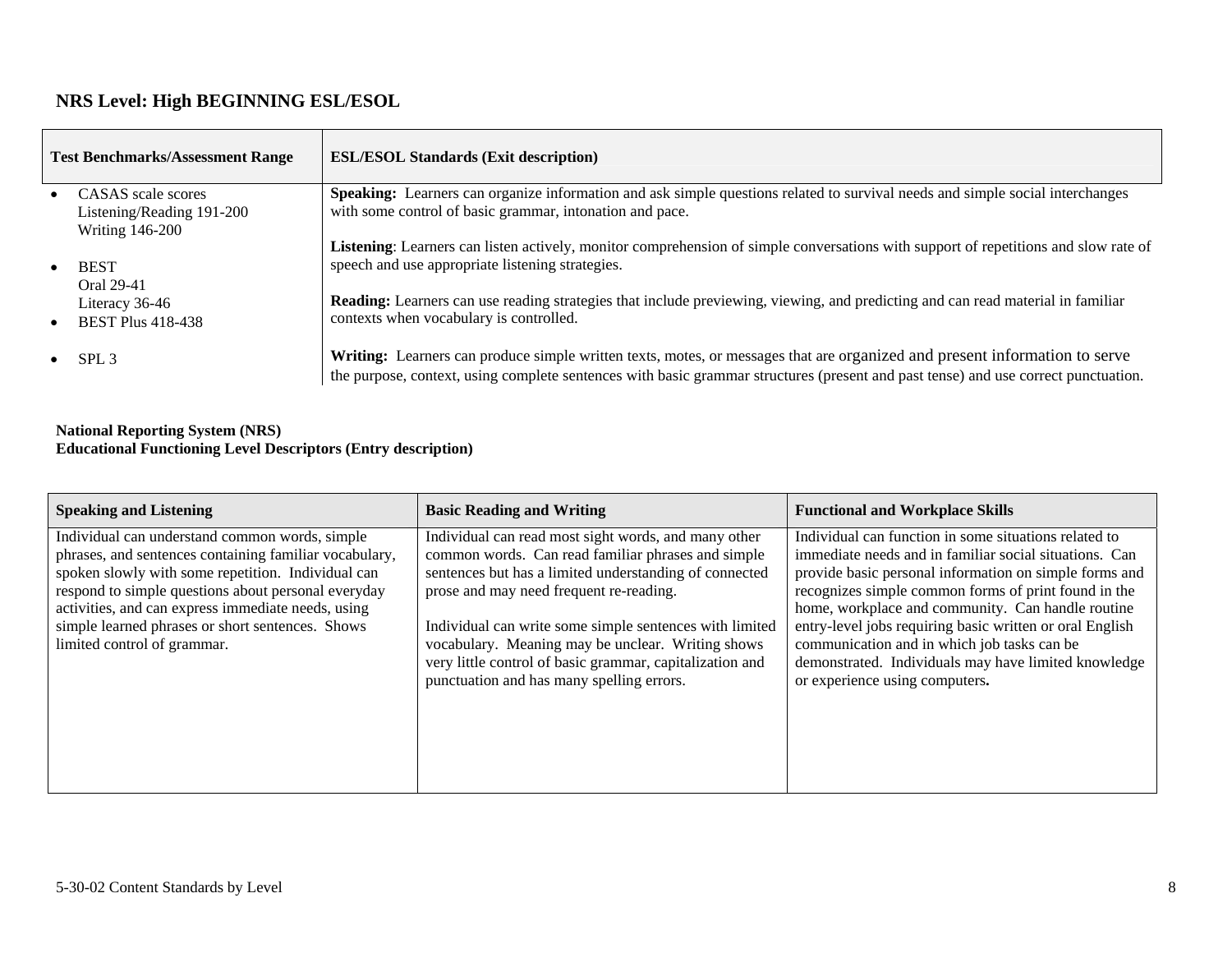## NRS Level: High BEGINNING ESL/ESOL

| Test Benchmarks/Assessment Range | ESL/ESOL Standards (Exit description) |
|---|---|
| • CASAS scale scores<br>Listening/Reading 191-200<br>Writing 146-200<br><br>• BEST<br>Oral 29-41<br>Literacy 36-46<br>• BEST Plus 418-438<br><br>• SPL 3 | **Speaking:** Learners can organize information and ask simple questions related to survival needs and simple social interchanges with some control of basic grammar, intonation and pace.<br><br>**Listening**: Learners can listen actively, monitor comprehension of simple conversations with support of repetitions and slow rate of speech and use appropriate listening strategies.<br><br>**Reading:** Learners can use reading strategies that include previewing, viewing, and predicting and can read material in familiar contexts when vocabulary is controlled.<br><br>**Writing:** Learners can produce simple written texts, motes, or messages that are organized and present information to serve the purpose, context, using complete sentences with basic grammar structures (present and past tense) and use correct punctuation. |

**National Reporting System (NRS)**
**Educational Functioning Level Descriptors (Entry description)**

| Speaking and Listening | Basic Reading and Writing | Functional and Workplace Skills |
|---|---|---|
| Individual can understand common words, simple phrases, and sentences containing familiar vocabulary, spoken slowly with some repetition. Individual can respond to simple questions about personal everyday activities, and can express immediate needs, using simple learned phrases or short sentences. Shows limited control of grammar. | Individual can read most sight words, and many other common words. Can read familiar phrases and simple sentences but has a limited understanding of connected prose and may need frequent re-reading.<br><br>Individual can write some simple sentences with limited vocabulary. Meaning may be unclear. Writing shows very little control of basic grammar, capitalization and punctuation and has many spelling errors. | Individual can function in some situations related to immediate needs and in familiar social situations. Can provide basic personal information on simple forms and recognizes simple common forms of print found in the home, workplace and community. Can handle routine entry-level jobs requiring basic written or oral English communication and in which job tasks can be demonstrated. Individuals may have limited knowledge or experience using computers. |

5-30-02 Content Standards by Level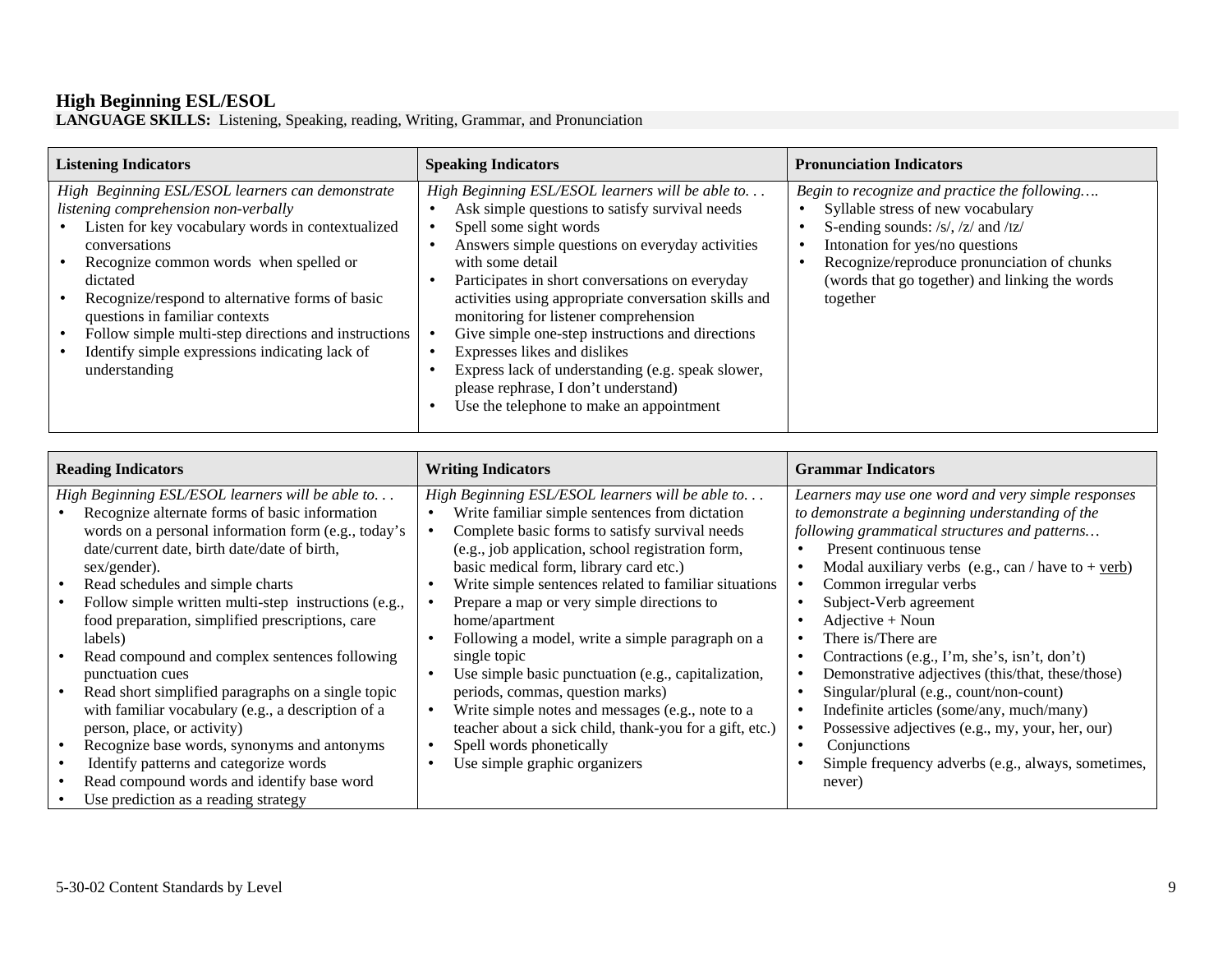## High Beginning ESL/ESOL

**LANGUAGE SKILLS:** Listening, Speaking, reading, Writing, Grammar, and Pronunciation

| Listening Indicators | Speaking Indicators | Pronunciation Indicators |
|---|---|---|
| *High Beginning ESL/ESOL learners can demonstrate listening comprehension non-verbally*<br>• Listen for key vocabulary words in contextualized conversations<br>• Recognize common words when spelled or dictated<br>• Recognize/respond to alternative forms of basic questions in familiar contexts<br>• Follow simple multi-step directions and instructions<br>• Identify simple expressions indicating lack of understanding | *High Beginning ESL/ESOL learners will be able to. . .*<br>• Ask simple questions to satisfy survival needs<br>• Spell some sight words<br>• Answers simple questions on everyday activities with some detail<br>• Participates in short conversations on everyday activities using appropriate conversation skills and monitoring for listener comprehension<br>• Give simple one-step instructions and directions<br>• Expresses likes and dislikes<br>• Express lack of understanding (e.g. speak slower, please rephrase, I don't understand)<br>• Use the telephone to make an appointment | *Begin to recognize and practice the following….*<br>• Syllable stress of new vocabulary<br>• S-ending sounds: /s/, /z/ and /ɪz/<br>• Intonation for yes/no questions<br>• Recognize/reproduce pronunciation of chunks (words that go together) and linking the words together |

| Reading Indicators | Writing Indicators | Grammar Indicators |
|---|---|---|
| *High Beginning ESL/ESOL learners will be able to. . .*<br>• Recognize alternate forms of basic information words on a personal information form (e.g., today's date/current date, birth date/date of birth, sex/gender).<br>• Read schedules and simple charts<br>• Follow simple written multi-step instructions (e.g., food preparation, simplified prescriptions, care labels)<br>• Read compound and complex sentences following punctuation cues<br>• Read short simplified paragraphs on a single topic with familiar vocabulary (e.g., a description of a person, place, or activity)<br>• Recognize base words, synonyms and antonyms<br>• Identify patterns and categorize words<br>• Read compound words and identify base word<br>• Use prediction as a reading strategy | *High Beginning ESL/ESOL learners will be able to. . .*<br>• Write familiar simple sentences from dictation<br>• Complete basic forms to satisfy survival needs (e.g., job application, school registration form, basic medical form, library card etc.)<br>• Write simple sentences related to familiar situations<br>• Prepare a map or very simple directions to home/apartment<br>• Following a model, write a simple paragraph on a single topic<br>• Use simple basic punctuation (e.g., capitalization, periods, commas, question marks)<br>• Write simple notes and messages (e.g., note to a teacher about a sick child, thank-you for a gift, etc.)<br>• Spell words phonetically<br>• Use simple graphic organizers | *Learners may use one word and very simple responses to demonstrate a beginning understanding of the following grammatical structures and patterns…*<br>• Present continuous tense<br>• Modal auxiliary verbs (e.g., can / have to + verb)<br>• Common irregular verbs<br>• Subject-Verb agreement<br>• Adjective + Noun<br>• There is/There are<br>• Contractions (e.g., I'm, she's, isn't, don't)<br>• Demonstrative adjectives (this/that, these/those)<br>• Singular/plural (e.g., count/non-count)<br>• Indefinite articles (some/any, much/many)<br>• Possessive adjectives (e.g., my, your, her, our)<br>• Conjunctions<br>• Simple frequency adverbs (e.g., always, sometimes, never) |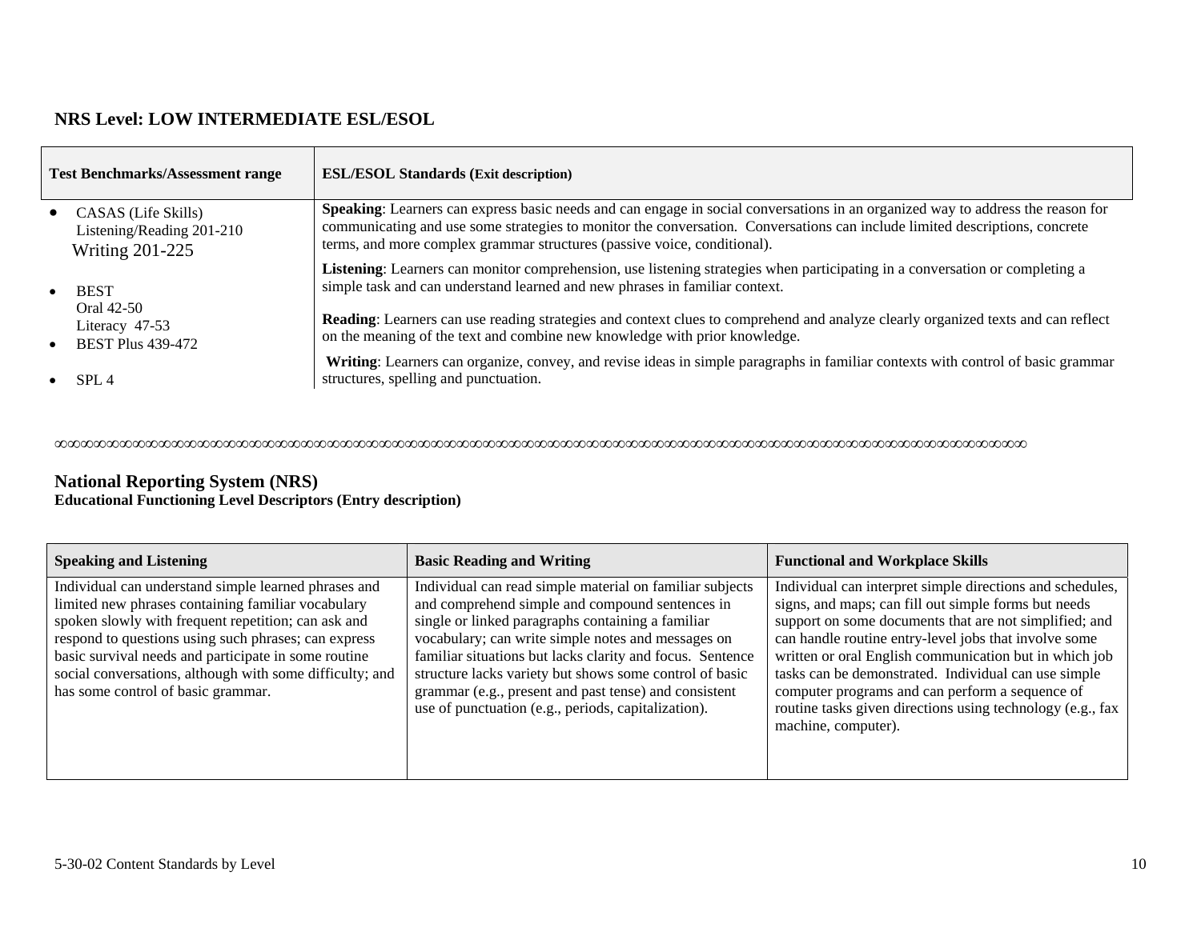## NRS Level: LOW INTERMEDIATE ESL/ESOL

| Test Benchmarks/Assessment range | ESL/ESOL Standards (Exit description) |
| --- | --- |
| • CASAS (Life Skills) Listening/Reading 201-210 Writing 201-225<br>• BEST Oral 42-50 Literacy 47-53<br>• BEST Plus 439-472<br>• SPL 4 | **Speaking**: Learners can express basic needs and can engage in social conversations in an organized way to address the reason for communicating and use some strategies to monitor the conversation. Conversations can include limited descriptions, concrete terms, and more complex grammar structures (passive voice, conditional).<br>**Listening**: Learners can monitor comprehension, use listening strategies when participating in a conversation or completing a simple task and can understand learned and new phrases in familiar context.<br>**Reading**: Learners can use reading strategies and context clues to comprehend and analyze clearly organized texts and can reflect on the meaning of the text and combine new knowledge with prior knowledge.<br>**Writing**: Learners can organize, convey, and revise ideas in simple paragraphs in familiar contexts with control of basic grammar structures, spelling and punctuation. |

## National Reporting System (NRS)
**Educational Functioning Level Descriptors (Entry description)**

| Speaking and Listening | Basic Reading and Writing | Functional and Workplace Skills |
| --- | --- | --- |
| Individual can understand simple learned phrases and limited new phrases containing familiar vocabulary spoken slowly with frequent repetition; can ask and respond to questions using such phrases; can express basic survival needs and participate in some routine social conversations, although with some difficulty; and has some control of basic grammar. | Individual can read simple material on familiar subjects and comprehend simple and compound sentences in single or linked paragraphs containing a familiar vocabulary; can write simple notes and messages on familiar situations but lacks clarity and focus. Sentence structure lacks variety but shows some control of basic grammar (e.g., present and past tense) and consistent use of punctuation (e.g., periods, capitalization). | Individual can interpret simple directions and schedules, signs, and maps; can fill out simple forms but needs support on some documents that are not simplified; and can handle routine entry-level jobs that involve some written or oral English communication but in which job tasks can be demonstrated. Individual can use simple computer programs and can perform a sequence of routine tasks given directions using technology (e.g., fax machine, computer). |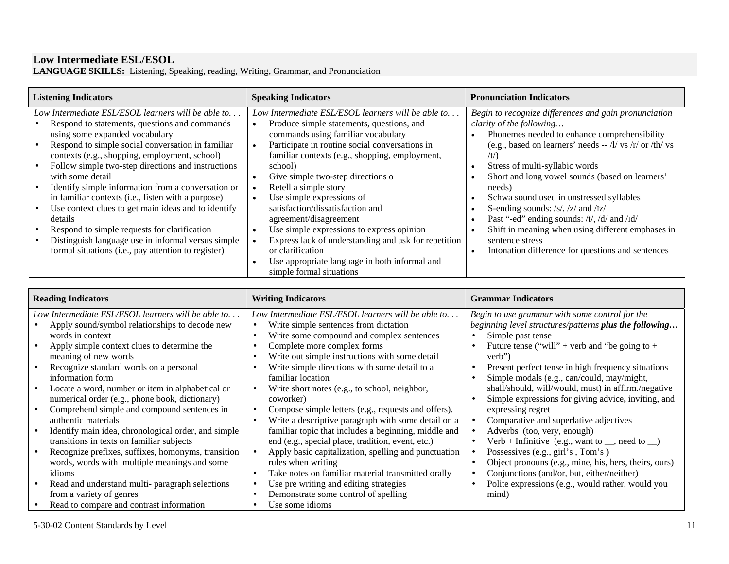## Low Intermediate ESL/ESOL

**LANGUAGE SKILLS:** Listening, Speaking, reading, Writing, Grammar, and Pronunciation

| Listening Indicators | Speaking Indicators | Pronunciation Indicators |
|---|---|---|
| *Low Intermediate ESL/ESOL learners will be able to. . .*<br>• Respond to statements, questions and commands using some expanded vocabulary<br>• Respond to simple social conversation in familiar contexts (e.g., shopping, employment, school)<br>• Follow simple two-step directions and instructions with some detail<br>• Identify simple information from a conversation or in familiar contexts (i.e., listen with a purpose)<br>• Use context clues to get main ideas and to identify details<br>• Respond to simple requests for clarification<br>• Distinguish language use in informal versus simple formal situations (i.e., pay attention to register) | *Low Intermediate ESL/ESOL learners will be able to. . .*<br>• Produce simple statements, questions, and commands using familiar vocabulary<br>• Participate in routine social conversations in familiar contexts (e.g., shopping, employment, school)<br>• Give simple two-step directions o<br>• Retell a simple story<br>• Use simple expressions of satisfaction/dissatisfaction and agreement/disagreement<br>• Use simple expressions to express opinion<br>• Express lack of understanding and ask for repetition or clarification<br>• Use appropriate language in both informal and simple formal situations | *Begin to recognize differences and gain pronunciation clarity of the following…*<br>• Phonemes needed to enhance comprehensibility (e.g., based on learners' needs -- /l/ vs /r/ or /th/ vs /t/)<br>• Stress of multi-syllabic words<br>• Short and long vowel sounds (based on learners' needs)<br>• Schwa sound used in unstressed syllables<br>• S-ending sounds: /s/, /z/ and /ɪz/<br>• Past "-ed" ending sounds: /t/, /d/ and /ɪd/<br>• Shift in meaning when using different emphases in sentence stress<br>• Intonation difference for questions and sentences |

| Reading Indicators | Writing Indicators | Grammar Indicators |
|---|---|---|
| *Low Intermediate ESL/ESOL learners will be able to. . .*<br>• Apply sound/symbol relationships to decode new words in context<br>• Apply simple context clues to determine the meaning of new words<br>• Recognize standard words on a personal information form<br>• Locate a word, number or item in alphabetical or numerical order (e.g., phone book, dictionary)<br>• Comprehend simple and compound sentences in authentic materials<br>• Identify main idea, chronological order, and simple transitions in texts on familiar subjects<br>• Recognize prefixes, suffixes, homonyms, transition words, words with multiple meanings and some idioms<br>• Read and understand multi- paragraph selections from a variety of genres<br>• Read to compare and contrast information | *Low Intermediate ESL/ESOL learners will be able to. . .*<br>• Write simple sentences from dictation<br>• Write some compound and complex sentences<br>• Complete more complex forms<br>• Write out simple instructions with some detail<br>• Write simple directions with some detail to a familiar location<br>• Write short notes (e.g., to school, neighbor, coworker)<br>• Compose simple letters (e.g., requests and offers).<br>• Write a descriptive paragraph with some detail on a familiar topic that includes a beginning, middle and end (e.g., special place, tradition, event, etc.)<br>• Apply basic capitalization, spelling and punctuation rules when writing<br>• Take notes on familiar material transmitted orally<br>• Use pre writing and editing strategies<br>• Demonstrate some control of spelling<br>• Use some idioms | *Begin to use grammar with some control for the beginning level structures/patterns* ***plus the following…***<br>• Simple past tense<br>• Future tense ("will" + verb and "be going to + verb")<br>• Present perfect tense in high frequency situations<br>• Simple modals (e.g., can/could, may/might, shall/should, will/would, must) in affirm./negative<br>• Simple expressions for giving advice**,** inviting, and expressing regret<br>• Comparative and superlative adjectives<br>• Adverbs (too, very, enough)<br>• Verb + Infinitive (e.g., want to __, need to __)<br>• Possessives (e.g., girl's , Tom's )<br>• Object pronouns (e.g., mine, his, hers, theirs, ours)<br>• Conjunctions (and/or, but, either/neither)<br>• Polite expressions (e.g., would rather, would you mind) |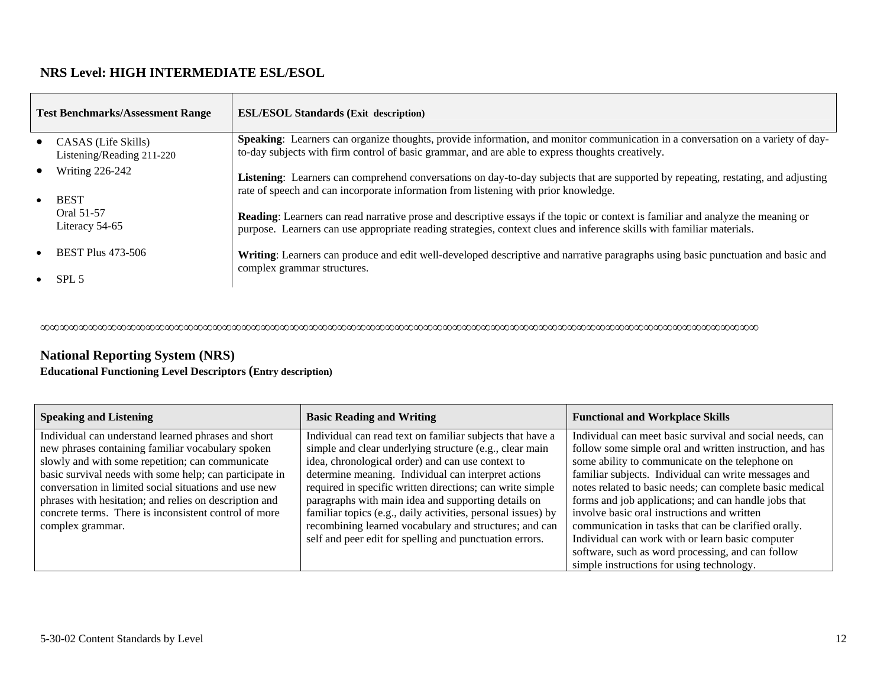## NRS Level: HIGH INTERMEDIATE ESL/ESOL

| Test Benchmarks/Assessment Range | ESL/ESOL Standards (Exit description) |
|---|---|
| • CASAS (Life Skills) Listening/Reading 211-220<br>• Writing 226-242<br>• BEST Oral 51-57 Literacy 54-65<br>• BEST Plus 473-506<br>• SPL 5 | **Speaking**: Learners can organize thoughts, provide information, and monitor communication in a conversation on a variety of day-to-day subjects with firm control of basic grammar, and are able to express thoughts creatively.<br><br>**Listening**: Learners can comprehend conversations on day-to-day subjects that are supported by repeating, restating, and adjusting rate of speech and can incorporate information from listening with prior knowledge.<br><br>**Reading**: Learners can read narrative prose and descriptive essays if the topic or context is familiar and analyze the meaning or purpose. Learners can use appropriate reading strategies, context clues and inference skills with familiar materials.<br><br>**Writing**: Learners can produce and edit well-developed descriptive and narrative paragraphs using basic punctuation and basic and complex grammar structures. |

## National Reporting System (NRS)

**Educational Functioning Level Descriptors (Entry description)**

| Speaking and Listening | Basic Reading and Writing | Functional and Workplace Skills |
|---|---|---|
| Individual can understand learned phrases and short new phrases containing familiar vocabulary spoken slowly and with some repetition; can communicate basic survival needs with some help; can participate in conversation in limited social situations and use new phrases with hesitation; and relies on description and concrete terms. There is inconsistent control of more complex grammar. | Individual can read text on familiar subjects that have a simple and clear underlying structure (e.g., clear main idea, chronological order) and can use context to determine meaning. Individual can interpret actions required in specific written directions; can write simple paragraphs with main idea and supporting details on familiar topics (e.g., daily activities, personal issues) by recombining learned vocabulary and structures; and can self and peer edit for spelling and punctuation errors. | Individual can meet basic survival and social needs, can follow some simple oral and written instruction, and has some ability to communicate on the telephone on familiar subjects. Individual can write messages and notes related to basic needs; can complete basic medical forms and job applications; and can handle jobs that involve basic oral instructions and written communication in tasks that can be clarified orally. Individual can work with or learn basic computer software, such as word processing, and can follow simple instructions for using technology. |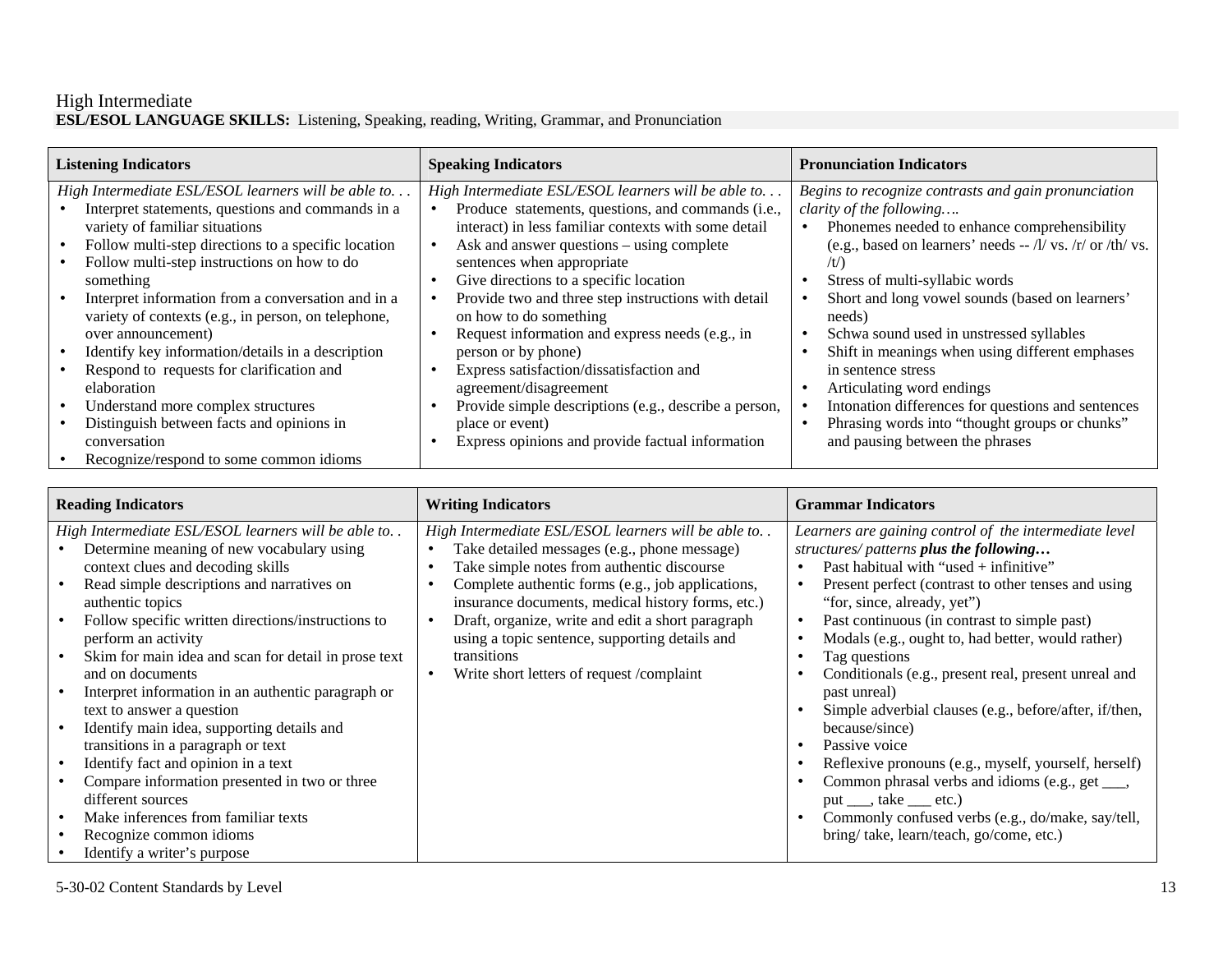High Intermediate

**ESL/ESOL LANGUAGE SKILLS:** Listening, Speaking, reading, Writing, Grammar, and Pronunciation

| Listening Indicators | Speaking Indicators | Pronunciation Indicators |
|---|---|---|
| *High Intermediate ESL/ESOL learners will be able to. . .*<br>• Interpret statements, questions and commands in a variety of familiar situations<br>• Follow multi-step directions to a specific location<br>• Follow multi-step instructions on how to do something<br>• Interpret information from a conversation and in a variety of contexts (e.g., in person, on telephone, over announcement)<br>• Identify key information/details in a description<br>• Respond to requests for clarification and elaboration<br>• Understand more complex structures<br>• Distinguish between facts and opinions in conversation<br>• Recognize/respond to some common idioms | *High Intermediate ESL/ESOL learners will be able to. . .*<br>• Produce statements, questions, and commands (i.e., interact) in less familiar contexts with some detail<br>• Ask and answer questions – using complete sentences when appropriate<br>• Give directions to a specific location<br>• Provide two and three step instructions with detail on how to do something<br>• Request information and express needs (e.g., in person or by phone)<br>• Express satisfaction/dissatisfaction and agreement/disagreement<br>• Provide simple descriptions (e.g., describe a person, place or event)<br>• Express opinions and provide factual information | *Begins to recognize contrasts and gain pronunciation clarity of the following….*<br>• Phonemes needed to enhance comprehensibility (e.g., based on learners' needs -- /l/ vs. /r/ or /th/ vs. /t/)<br>• Stress of multi-syllabic words<br>• Short and long vowel sounds (based on learners' needs)<br>• Schwa sound used in unstressed syllables<br>• Shift in meanings when using different emphases in sentence stress<br>• Articulating word endings<br>• Intonation differences for questions and sentences<br>• Phrasing words into "thought groups or chunks" and pausing between the phrases |

| Reading Indicators | Writing Indicators | Grammar Indicators |
|---|---|---|
| *High Intermediate ESL/ESOL learners will be able to. .*<br>• Determine meaning of new vocabulary using context clues and decoding skills<br>• Read simple descriptions and narratives on authentic topics<br>• Follow specific written directions/instructions to perform an activity<br>• Skim for main idea and scan for detail in prose text and on documents<br>• Interpret information in an authentic paragraph or text to answer a question<br>• Identify main idea, supporting details and transitions in a paragraph or text<br>• Identify fact and opinion in a text<br>• Compare information presented in two or three different sources<br>• Make inferences from familiar texts<br>• Recognize common idioms<br>• Identify a writer's purpose | *High Intermediate ESL/ESOL learners will be able to. .*<br>• Take detailed messages (e.g., phone message)<br>• Take simple notes from authentic discourse<br>• Complete authentic forms (e.g., job applications, insurance documents, medical history forms, etc.)<br>• Draft, organize, write and edit a short paragraph using a topic sentence, supporting details and transitions<br>• Write short letters of request /complaint | *Learners are gaining control of the intermediate level structures/ patterns* ***plus the following…***<br>• Past habitual with "used + infinitive"<br>• Present perfect (contrast to other tenses and using "for, since, already, yet")<br>• Past continuous (in contrast to simple past)<br>• Modals (e.g., ought to, had better, would rather)<br>• Tag questions<br>• Conditionals (e.g., present real, present unreal and past unreal)<br>• Simple adverbial clauses (e.g., before/after, if/then, because/since)<br>• Passive voice<br>• Reflexive pronouns (e.g., myself, yourself, herself)<br>• Common phrasal verbs and idioms (e.g., get ___, put ___, take ___ etc.)<br>• Commonly confused verbs (e.g., do/make, say/tell, bring/ take, learn/teach, go/come, etc.) |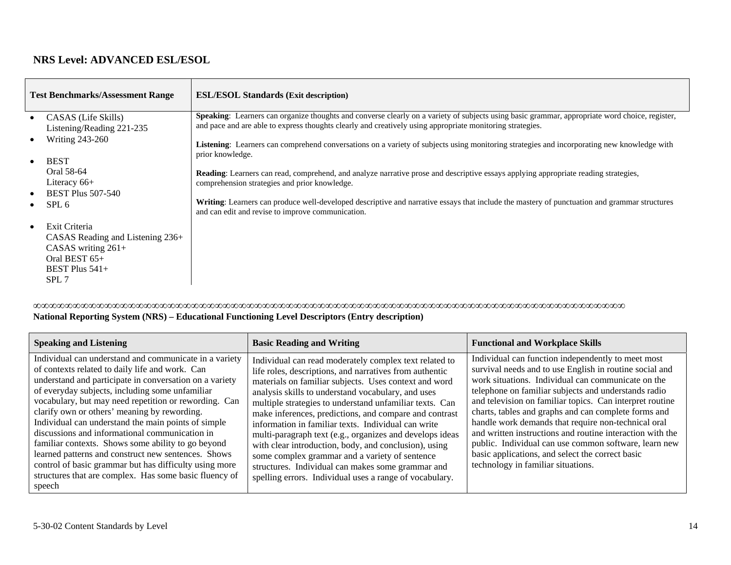## NRS Level: ADVANCED ESL/ESOL

| Test Benchmarks/Assessment Range | ESL/ESOL Standards (Exit description) |
|---|---|
| • CASAS (Life Skills) Listening/Reading 221-235<br>• Writing 243-260<br><br>• BEST<br>Oral 58-64<br>Literacy 66+<br>• BEST Plus 507-540<br>• SPL 6<br><br>• Exit Criteria<br>CASAS Reading and Listening 236+<br>CASAS writing 261+<br>Oral BEST 65+<br>BEST Plus 541+<br>SPL 7 | **Speaking**: Learners can organize thoughts and converse clearly on a variety of subjects using basic grammar, appropriate word choice, register, and pace and are able to express thoughts clearly and creatively using appropriate monitoring strategies.<br><br>**Listening**: Learners can comprehend conversations on a variety of subjects using monitoring strategies and incorporating new knowledge with prior knowledge.<br><br>**Reading**: Learners can read, comprehend, and analyze narrative prose and descriptive essays applying appropriate reading strategies, comprehension strategies and prior knowledge.<br><br>**Writing**: Learners can produce well-developed descriptive and narrative essays that include the mastery of punctuation and grammar structures and can edit and revise to improve communication. |

**National Reporting System (NRS) – Educational Functioning Level Descriptors (Entry description)**

| Speaking and Listening | Basic Reading and Writing | Functional and Workplace Skills |
|---|---|---|
| Individual can understand and communicate in a variety of contexts related to daily life and work. Can understand and participate in conversation on a variety of everyday subjects, including some unfamiliar vocabulary, but may need repetition or rewording. Can clarify own or others' meaning by rewording. Individual can understand the main points of simple discussions and informational communication in familiar contexts. Shows some ability to go beyond learned patterns and construct new sentences. Shows control of basic grammar but has difficulty using more structures that are complex. Has some basic fluency of speech | Individual can read moderately complex text related to life roles, descriptions, and narratives from authentic materials on familiar subjects. Uses context and word analysis skills to understand vocabulary, and uses multiple strategies to understand unfamiliar texts. Can make inferences, predictions, and compare and contrast information in familiar texts. Individual can write multi-paragraph text (e.g., organizes and develops ideas with clear introduction, body, and conclusion), using some complex grammar and a variety of sentence structures. Individual can makes some grammar and spelling errors. Individual uses a range of vocabulary. | Individual can function independently to meet most survival needs and to use English in routine social and work situations. Individual can communicate on the telephone on familiar subjects and understands radio and television on familiar topics. Can interpret routine charts, tables and graphs and can complete forms and handle work demands that require non-technical oral and written instructions and routine interaction with the public. Individual can use common software, learn new basic applications, and select the correct basic technology in familiar situations. |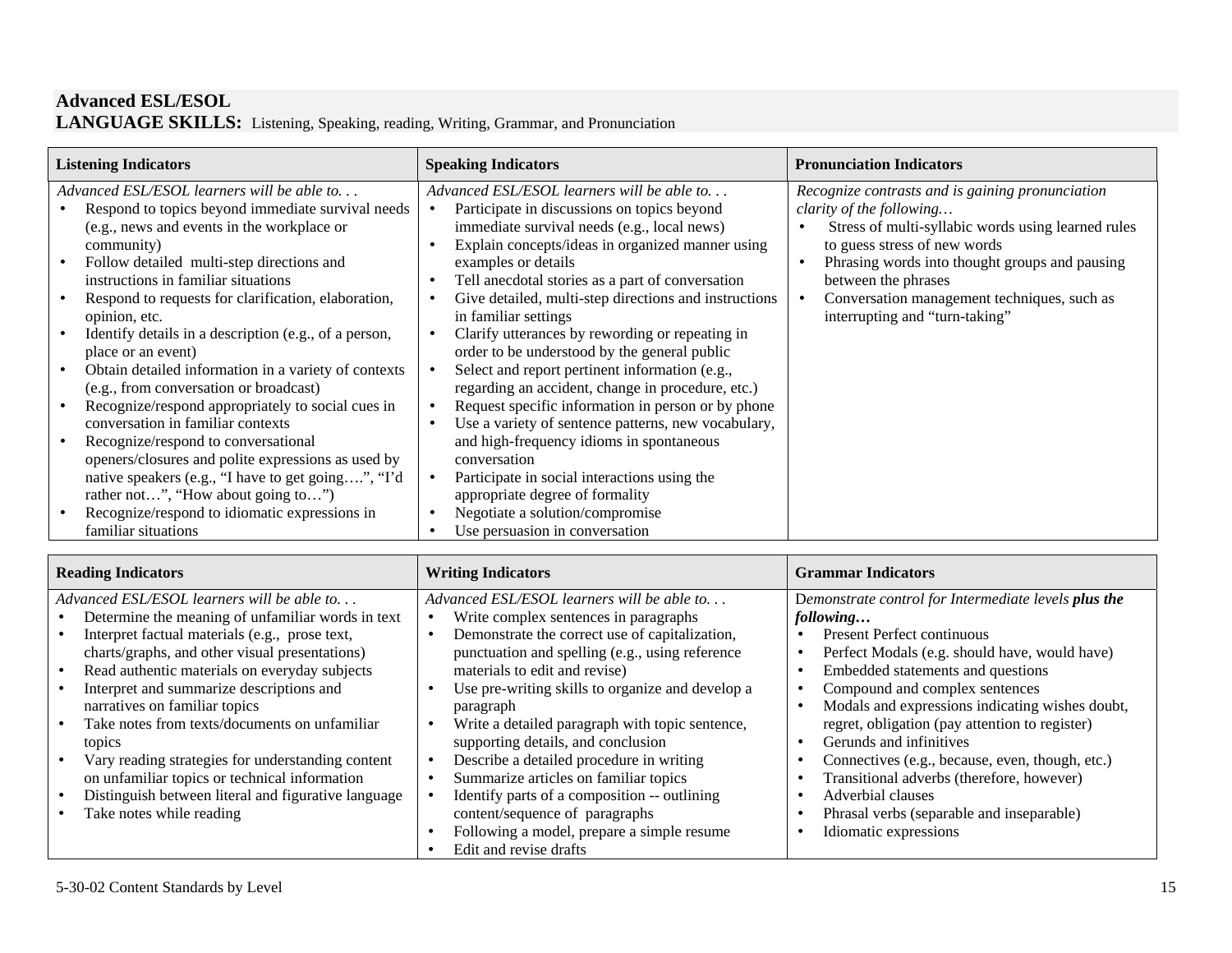**Advanced ESL/ESOL**
**LANGUAGE SKILLS:** Listening, Speaking, reading, Writing, Grammar, and Pronunciation

| Listening Indicators | Speaking Indicators | Pronunciation Indicators |
|---|---|---|
| *Advanced ESL/ESOL learners will be able to. . .*<br>• Respond to topics beyond immediate survival needs (e.g., news and events in the workplace or community)<br>• Follow detailed multi-step directions and instructions in familiar situations<br>• Respond to requests for clarification, elaboration, opinion, etc.<br>• Identify details in a description (e.g., of a person, place or an event)<br>• Obtain detailed information in a variety of contexts (e.g., from conversation or broadcast)<br>• Recognize/respond appropriately to social cues in conversation in familiar contexts<br>• Recognize/respond to conversational openers/closures and polite expressions as used by native speakers (e.g., "I have to get going….", "I'd rather not…", "How about going to…")<br>• Recognize/respond to idiomatic expressions in familiar situations | *Advanced ESL/ESOL learners will be able to. . .*<br>• Participate in discussions on topics beyond immediate survival needs (e.g., local news)<br>• Explain concepts/ideas in organized manner using examples or details<br>• Tell anecdotal stories as a part of conversation<br>• Give detailed, multi-step directions and instructions in familiar settings<br>• Clarify utterances by rewording or repeating in order to be understood by the general public<br>• Select and report pertinent information (e.g., regarding an accident, change in procedure, etc.)<br>• Request specific information in person or by phone<br>• Use a variety of sentence patterns, new vocabulary, and high-frequency idioms in spontaneous conversation<br>• Participate in social interactions using the appropriate degree of formality<br>• Negotiate a solution/compromise<br>• Use persuasion in conversation | *Recognize contrasts and is gaining pronunciation clarity of the following…*<br>• Stress of multi-syllabic words using learned rules to guess stress of new words<br>• Phrasing words into thought groups and pausing between the phrases<br>• Conversation management techniques, such as interrupting and "turn-taking" |

| Reading Indicators | Writing Indicators | Grammar Indicators |
|---|---|---|
| *Advanced ESL/ESOL learners will be able to. . .*<br>• Determine the meaning of unfamiliar words in text<br>• Interpret factual materials (e.g., prose text, charts/graphs, and other visual presentations)<br>• Read authentic materials on everyday subjects<br>• Interpret and summarize descriptions and narratives on familiar topics<br>• Take notes from texts/documents on unfamiliar topics<br>• Vary reading strategies for understanding content on unfamiliar topics or technical information<br>• Distinguish between literal and figurative language<br>• Take notes while reading | *Advanced ESL/ESOL learners will be able to. . .*<br>• Write complex sentences in paragraphs<br>• Demonstrate the correct use of capitalization, punctuation and spelling (e.g., using reference materials to edit and revise)<br>• Use pre-writing skills to organize and develop a paragraph<br>• Write a detailed paragraph with topic sentence, supporting details, and conclusion<br>• Describe a detailed procedure in writing<br>• Summarize articles on familiar topics<br>• Identify parts of a composition -- outlining content/sequence of paragraphs<br>• Following a model, prepare a simple resume<br>• Edit and revise drafts | *Demonstrate control for Intermediate levels* ***plus the following…***<br>• Present Perfect continuous<br>• Perfect Modals (e.g. should have, would have)<br>• Embedded statements and questions<br>• Compound and complex sentences<br>• Modals and expressions indicating wishes doubt, regret, obligation (pay attention to register)<br>• Gerunds and infinitives<br>• Connectives (e.g., because, even, though, etc.)<br>• Transitional adverbs (therefore, however)<br>• Adverbial clauses<br>• Phrasal verbs (separable and inseparable)<br>• Idiomatic expressions |